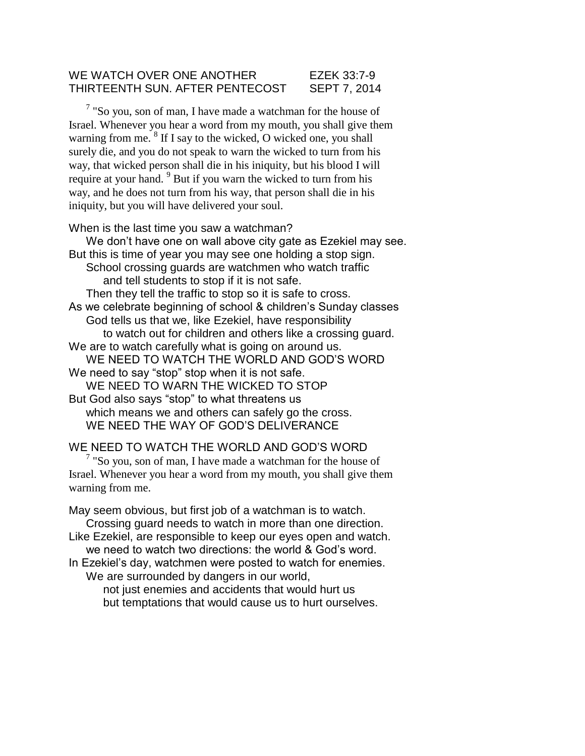WE WATCH OVER ONE ANOTHER EZEK 33:7-9
THIRTEENTH SUN. AFTER PENTECOST SEPT 7, 2014

[7] "So you, son of man, I have made a watchman for the house of Israel. Whenever you hear a word from my mouth, you shall give them warning from me. [8] If I say to the wicked, O wicked one, you shall surely die, and you do not speak to warn the wicked to turn from his way, that wicked person shall die in his iniquity, but his blood I will require at your hand. [9] But if you warn the wicked to turn from his way, and he does not turn from his way, that person shall die in his iniquity, but you will have delivered your soul.

When is the last time you saw a watchman?
We don't have one on wall above city gate as Ezekiel may see.
But this is time of year you may see one holding a stop sign.
School crossing guards are watchmen who watch traffic
and tell students to stop if it is not safe.
Then they tell the traffic to stop so it is safe to cross.
As we celebrate beginning of school & children's Sunday classes
God tells us that we, like Ezekiel, have responsibility
to watch out for children and others like a crossing guard.
We are to watch carefully what is going on around us.
WE NEED TO WATCH THE WORLD AND GOD'S WORD
We need to say "stop" stop when it is not safe.
WE NEED TO WARN THE WICKED TO STOP
But God also says "stop" to what threatens us
which means we and others can safely go the cross.
WE NEED THE WAY OF GOD'S DELIVERANCE

WE NEED TO WATCH THE WORLD AND GOD'S WORD

[7] "So you, son of man, I have made a watchman for the house of Israel. Whenever you hear a word from my mouth, you shall give them warning from me.

May seem obvious, but first job of a watchman is to watch.
Crossing guard needs to watch in more than one direction.
Like Ezekiel, are responsible to keep our eyes open and watch.
we need to watch two directions: the world & God's word.
In Ezekiel's day, watchmen were posted to watch for enemies.
We are surrounded by dangers in our world,
not just enemies and accidents that would hurt us
but temptations that would cause us to hurt ourselves.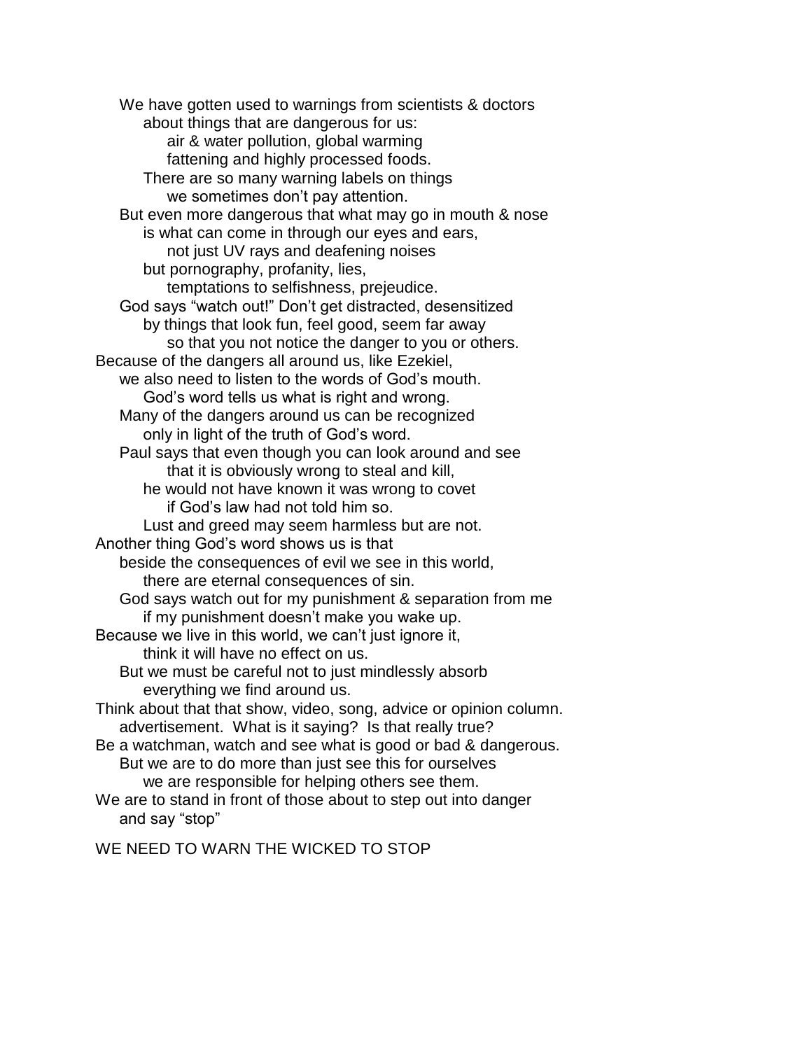We have gotten used to warnings from scientists & doctors
about things that are dangerous for us:
air & water pollution, global warming
fattening and highly processed foods.
There are so many warning labels on things
we sometimes don't pay attention.
But even more dangerous that what may go in mouth & nose
is what can come in through our eyes and ears,
not just UV rays and deafening noises
but pornography, profanity, lies,
temptations to selfishness, prejeudice.
God says "watch out!" Don't get distracted, desensitized
by things that look fun, feel good, seem far away
so that you not notice the danger to you or others.
Because of the dangers all around us, like Ezekiel,
we also need to listen to the words of God's mouth.
God's word tells us what is right and wrong.
Many of the dangers around us can be recognized
only in light of the truth of God's word.
Paul says that even though you can look around and see
that it is obviously wrong to steal and kill,
he would not have known it was wrong to covet
if God's law had not told him so.
Lust and greed may seem harmless but are not.
Another thing God's word shows us is that
beside the consequences of evil we see in this world,
there are eternal consequences of sin.
God says watch out for my punishment & separation from me
if my punishment doesn't make you wake up.
Because we live in this world, we can't just ignore it,
think it will have no effect on us.
But we must be careful not to just mindlessly absorb
everything we find around us.
Think about that that show, video, song, advice or opinion column.
advertisement. What is it saying? Is that really true?
Be a watchman, watch and see what is good or bad & dangerous.
But we are to do more than just see this for ourselves
we are responsible for helping others see them.
We are to stand in front of those about to step out into danger
and say "stop"

WE NEED TO WARN THE WICKED TO STOP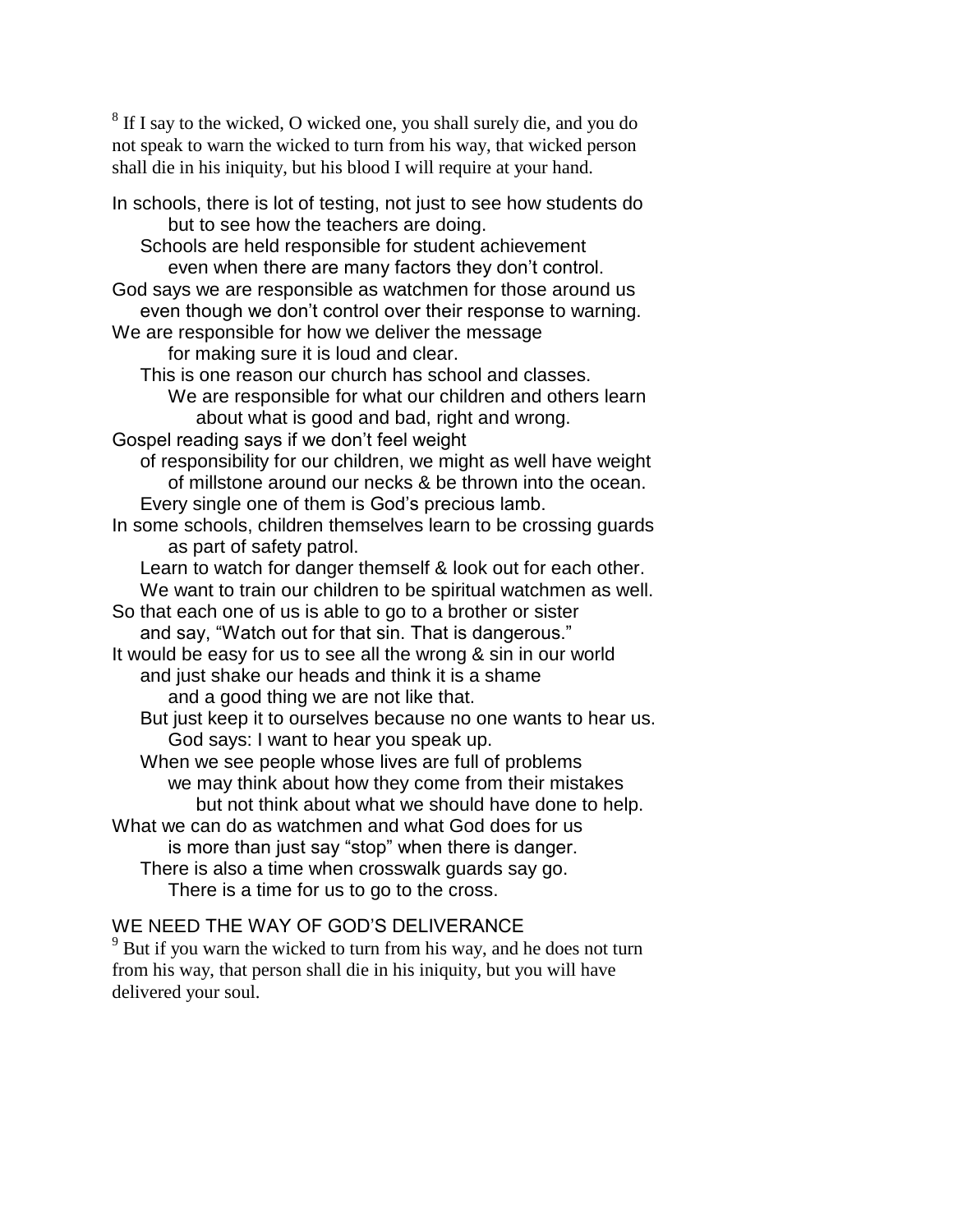[8] If I say to the wicked, O wicked one, you shall surely die, and you do not speak to warn the wicked to turn from his way, that wicked person shall die in his iniquity, but his blood I will require at your hand.

In schools, there is lot of testing, not just to see how students do
        but to see how the teachers are doing.
    Schools are held responsible for student achievement
        even when there are many factors they don't control.
God says we are responsible as watchmen for those around us
    even though we don't control over their response to warning.
We are responsible for how we deliver the message
        for making sure it is loud and clear.
    This is one reason our church has school and classes.
        We are responsible for what our children and others learn
            about what is good and bad, right and wrong.
Gospel reading says if we don't feel weight
    of responsibility for our children, we might as well have weight
        of millstone around our necks & be thrown into the ocean.
    Every single one of them is God's precious lamb.
In some schools, children themselves learn to be crossing guards
        as part of safety patrol.
    Learn to watch for danger themself & look out for each other.
    We want to train our children to be spiritual watchmen as well.
So that each one of us is able to go to a brother or sister
    and say, "Watch out for that sin. That is dangerous."
It would be easy for us to see all the wrong & sin in our world
    and just shake our heads and think it is a shame
        and a good thing we are not like that.
    But just keep it to ourselves because no one wants to hear us.
        God says: I want to hear you speak up.
    When we see people whose lives are full of problems
        we may think about how they come from their mistakes
            but not think about what we should have done to help.
What we can do as watchmen and what God does for us
        is more than just say "stop" when there is danger.
    There is also a time when crosswalk guards say go.
        There is a time for us to go to the cross.

## WE NEED THE WAY OF GOD'S DELIVERANCE

[9] But if you warn the wicked to turn from his way, and he does not turn from his way, that person shall die in his iniquity, but you will have delivered your soul.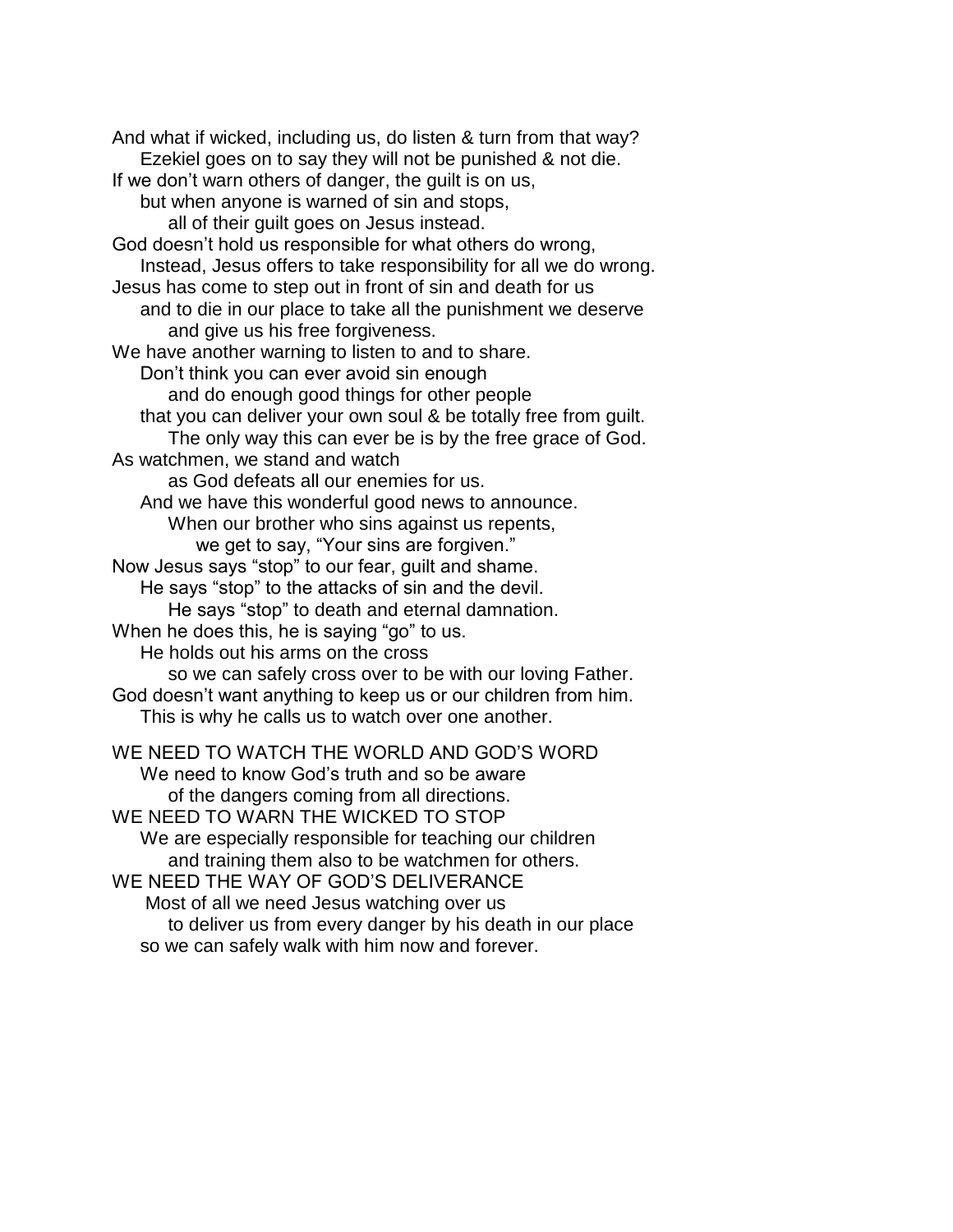And what if wicked, including us, do listen & turn from that way?
Ezekiel goes on to say they will not be punished & not die.
If we don't warn others of danger, the guilt is on us,
but when anyone is warned of sin and stops,
all of their guilt goes on Jesus instead.
God doesn't hold us responsible for what others do wrong,
Instead, Jesus offers to take responsibility for all we do wrong.
Jesus has come to step out in front of sin and death for us
and to die in our place to take all the punishment we deserve
and give us his free forgiveness.
We have another warning to listen to and to share.
Don't think you can ever avoid sin enough
and do enough good things for other people
that you can deliver your own soul & be totally free from guilt.
The only way this can ever be is by the free grace of God.
As watchmen, we stand and watch
as God defeats all our enemies for us.
And we have this wonderful good news to announce.
When our brother who sins against us repents,
we get to say, "Your sins are forgiven."
Now Jesus says "stop" to our fear, guilt and shame.
He says "stop" to the attacks of sin and the devil.
He says "stop" to death and eternal damnation.
When he does this, he is saying "go" to us.
He holds out his arms on the cross
so we can safely cross over to be with our loving Father.
God doesn't want anything to keep us or our children from him.
This is why he calls us to watch over one another.

WE NEED TO WATCH THE WORLD AND GOD'S WORD
We need to know God's truth and so be aware
of the dangers coming from all directions.
WE NEED TO WARN THE WICKED TO STOP
We are especially responsible for teaching our children
and training them also to be watchmen for others.
WE NEED THE WAY OF GOD'S DELIVERANCE
Most of all we need Jesus watching over us
to deliver us from every danger by his death in our place
so we can safely walk with him now and forever.